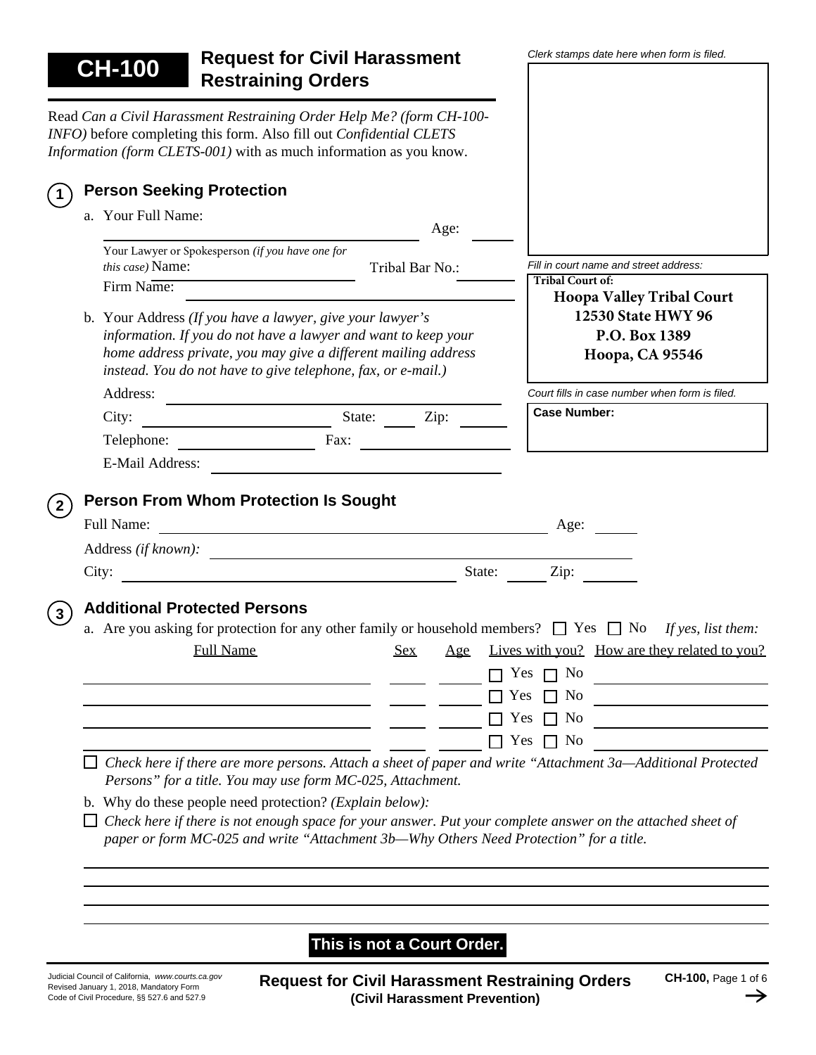# CH-100 Request for Civil Harassment Restraining Orders

*Clerk stamps date here when form is filed.*

*Fill in court name and street address:*

**Tribal Court of:**
**Hoopa Valley Tribal Court**
**12530 State HWY 96**
**P.O. Box 1389**
**Hoopa, CA 95546**

*Court fills in case number when form is filed.*

**Case Number:**

Read *Can a Civil Harassment Restraining Order Help Me? (form CH-100-INFO)* before completing this form. Also fill out *Confidential CLETS Information (form CLETS-001)* with as much information as you know.

## 1 Person Seeking Protection

a. Your Full Name: ______________________ Age: ______

Your Lawyer or Spokesperson *(if you have one for this case)* Name: ______________ Tribal Bar No.: ______

Firm Name: ______________________

b. Your Address *(If you have a lawyer, give your lawyer's information. If you do not have a lawyer and want to keep your home address private, you may give a different mailing address instead. You do not have to give telephone, fax, or e-mail.)*

Address: ______________________

City: ______________ State: ____ Zip: ______

Telephone: ______________ Fax: ______________

E-Mail Address: ______________________

## 2 Person From Whom Protection Is Sought

Full Name: ______________________ Age: ______

Address *(if known)*: ______________________

City: ______________________ State: ____ Zip: ______

## 3 Additional Protected Persons

a. Are you asking for protection for any other family or household members? ☐ Yes ☐ No *If yes, list them:*

| Full Name | Sex | Age | Lives with you? | How are they related to you? |
|---|---|---|---|---|
| | | | ☐ Yes ☐ No | |
| | | | ☐ Yes ☐ No | |
| | | | ☐ Yes ☐ No | |
| | | | ☐ Yes ☐ No | |

☐ *Check here if there are more persons. Attach a sheet of paper and write "Attachment 3a—Additional Protected Persons" for a title. You may use form MC-025, Attachment.*

b. Why do these people need protection? *(Explain below):*

☐ *Check here if there is not enough space for your answer. Put your complete answer on the attached sheet of paper or form MC-025 and write "Attachment 3b—Why Others Need Protection" for a title.*

______________________

______________________

______________________

______________________

**This is not a Court Order.**

Judicial Council of California, *www.courts.ca.gov*
Revised January 1, 2018, Mandatory Form
Code of Civil Procedure, §§ 527.6 and 527.9

**Request for Civil Harassment Restraining Orders (Civil Harassment Prevention)**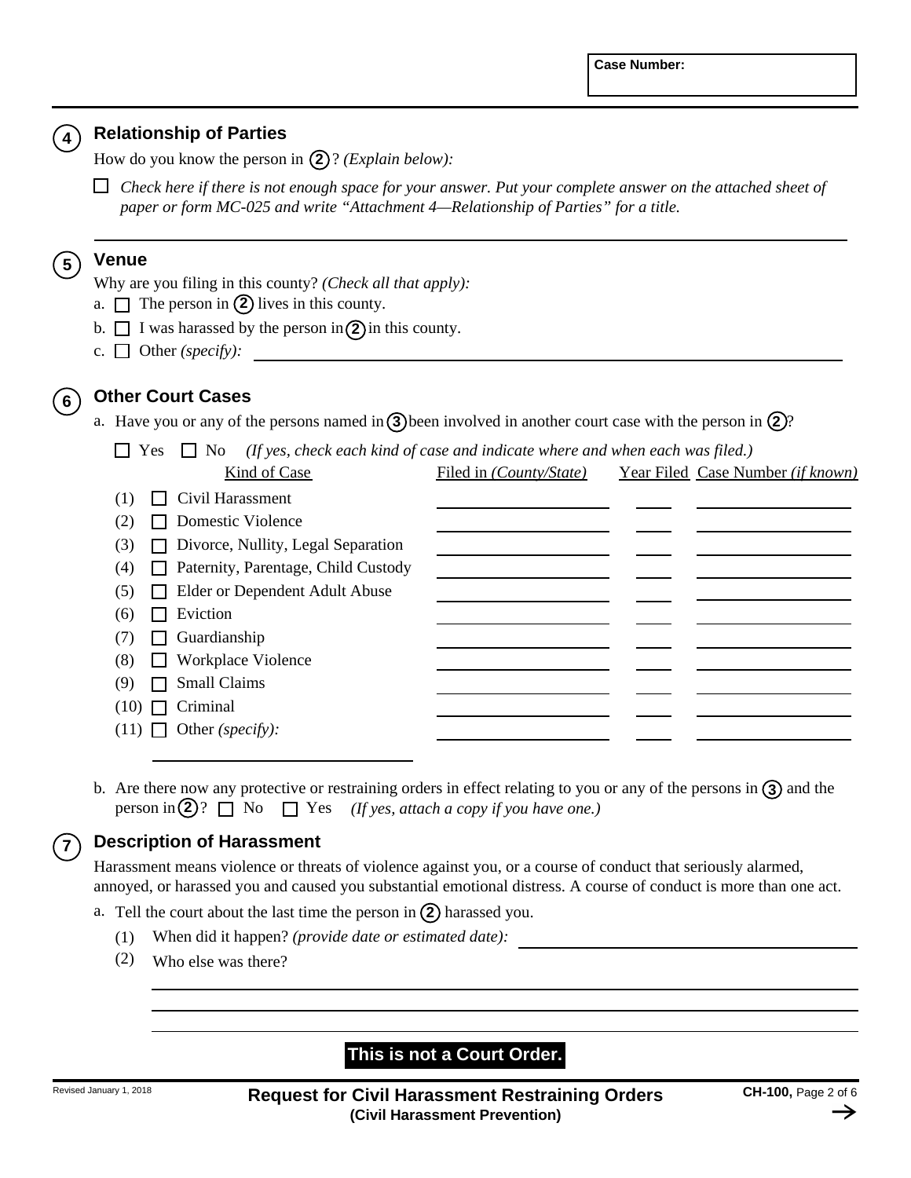Case Number:

## 4 Relationship of Parties

How do you know the person in (2)? *(Explain below):*

☐ *Check here if there is not enough space for your answer. Put your complete answer on the attached sheet of paper or form MC-025 and write "Attachment 4—Relationship of Parties" for a title.*

## 5 Venue

Why are you filing in this county? *(Check all that apply):*

a. ☐ The person in (2) lives in this county.

b. ☐ I was harassed by the person in (2) in this county.

c. ☐ Other *(specify):* ______________________________

## 6 Other Court Cases

a. Have you or any of the persons named in (3) been involved in another court case with the person in (2)?

☐ Yes ☐ No *(If yes, check each kind of case and indicate where and when each was filed.)*

| Kind of Case | Filed in *(County/State)* | Year Filed | Case Number *(if known)* |
|---|---|---|---|
| (1) ☐ Civil Harassment | | | |
| (2) ☐ Domestic Violence | | | |
| (3) ☐ Divorce, Nullity, Legal Separation | | | |
| (4) ☐ Paternity, Parentage, Child Custody | | | |
| (5) ☐ Elder or Dependent Adult Abuse | | | |
| (6) ☐ Eviction | | | |
| (7) ☐ Guardianship | | | |
| (8) ☐ Workplace Violence | | | |
| (9) ☐ Small Claims | | | |
| (10) ☐ Criminal | | | |
| (11) ☐ Other *(specify):* | | | |

b. Are there now any protective or restraining orders in effect relating to you or any of the persons in (3) and the person in (2)? ☐ No ☐ Yes *(If yes, attach a copy if you have one.)*

## 7 Description of Harassment

Harassment means violence or threats of violence against you, or a course of conduct that seriously alarmed, annoyed, or harassed you and caused you substantial emotional distress. A course of conduct is more than one act.

a. Tell the court about the last time the person in (2) harassed you.

(1) When did it happen? *(provide date or estimated date):* ______________________________

(2) Who else was there?

**This is not a Court Order.**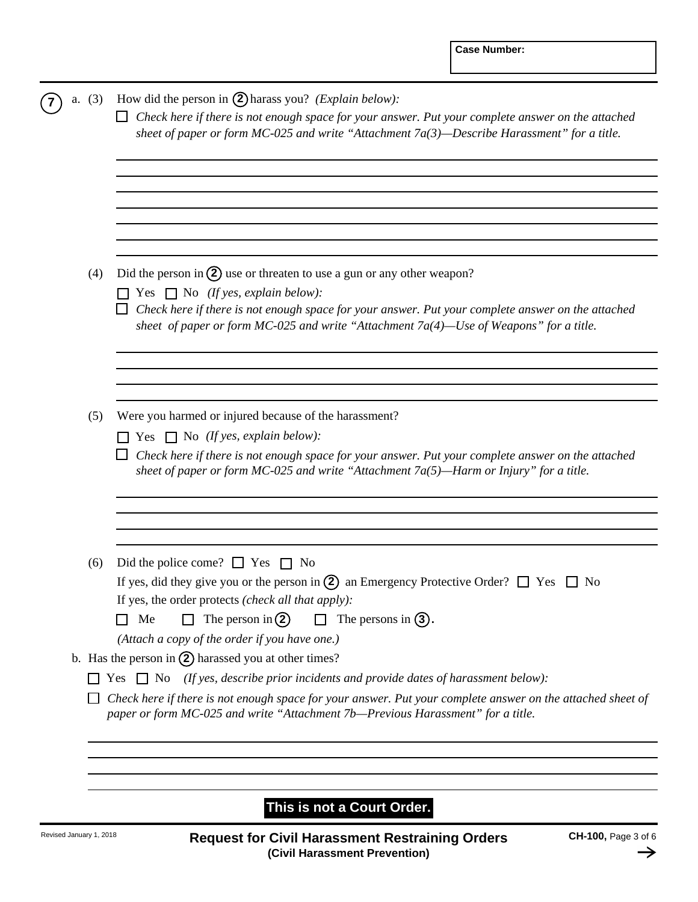**Case Number:**

**7** a. (3) How did the person in **(2)** harass you? *(Explain below):*

☐ *Check here if there is not enough space for your answer. Put your complete answer on the attached sheet of paper or form MC-025 and write "Attachment 7a(3)—Describe Harassment" for a title.*

\_\_\_\_\_\_\_\_\_\_\_\_\_\_\_\_\_\_\_\_\_\_\_\_\_\_\_\_\_\_\_\_\_\_\_\_\_\_\_\_\_\_\_\_\_\_\_\_\_\_\_\_\_\_\_\_\_\_\_\_

(4) Did the person in **(2)** use or threaten to use a gun or any other weapon?

☐ Yes ☐ No *(If yes, explain below):*

☐ *Check here if there is not enough space for your answer. Put your complete answer on the attached sheet of paper or form MC-025 and write "Attachment 7a(4)—Use of Weapons" for a title.*

\_\_\_\_\_\_\_\_\_\_\_\_\_\_\_\_\_\_\_\_\_\_\_\_\_\_\_\_\_\_\_\_\_\_\_\_\_\_\_\_\_\_\_\_\_\_\_\_\_\_\_\_\_\_\_\_\_\_\_\_

(5) Were you harmed or injured because of the harassment?

☐ Yes ☐ No *(If yes, explain below):*

☐ *Check here if there is not enough space for your answer. Put your complete answer on the attached sheet of paper or form MC-025 and write "Attachment 7a(5)—Harm or Injury" for a title.*

\_\_\_\_\_\_\_\_\_\_\_\_\_\_\_\_\_\_\_\_\_\_\_\_\_\_\_\_\_\_\_\_\_\_\_\_\_\_\_\_\_\_\_\_\_\_\_\_\_\_\_\_\_\_\_\_\_\_\_\_

(6) Did the police come? ☐ Yes ☐ No

If yes, did they give you or the person in **(2)** an Emergency Protective Order? ☐ Yes ☐ No

If yes, the order protects *(check all that apply):*

☐ Me ☐ The person in **(2)** ☐ The persons in **(3)**.

*(Attach a copy of the order if you have one.)*

b. Has the person in **(2)** harassed you at other times?

☐ Yes ☐ No *(If yes, describe prior incidents and provide dates of harassment below):*

☐ *Check here if there is not enough space for your answer. Put your complete answer on the attached sheet of paper or form MC-025 and write "Attachment 7b—Previous Harassment" for a title.*

\_\_\_\_\_\_\_\_\_\_\_\_\_\_\_\_\_\_\_\_\_\_\_\_\_\_\_\_\_\_\_\_\_\_\_\_\_\_\_\_\_\_\_\_\_\_\_\_\_\_\_\_\_\_\_\_\_\_\_\_

**This is not a Court Order.**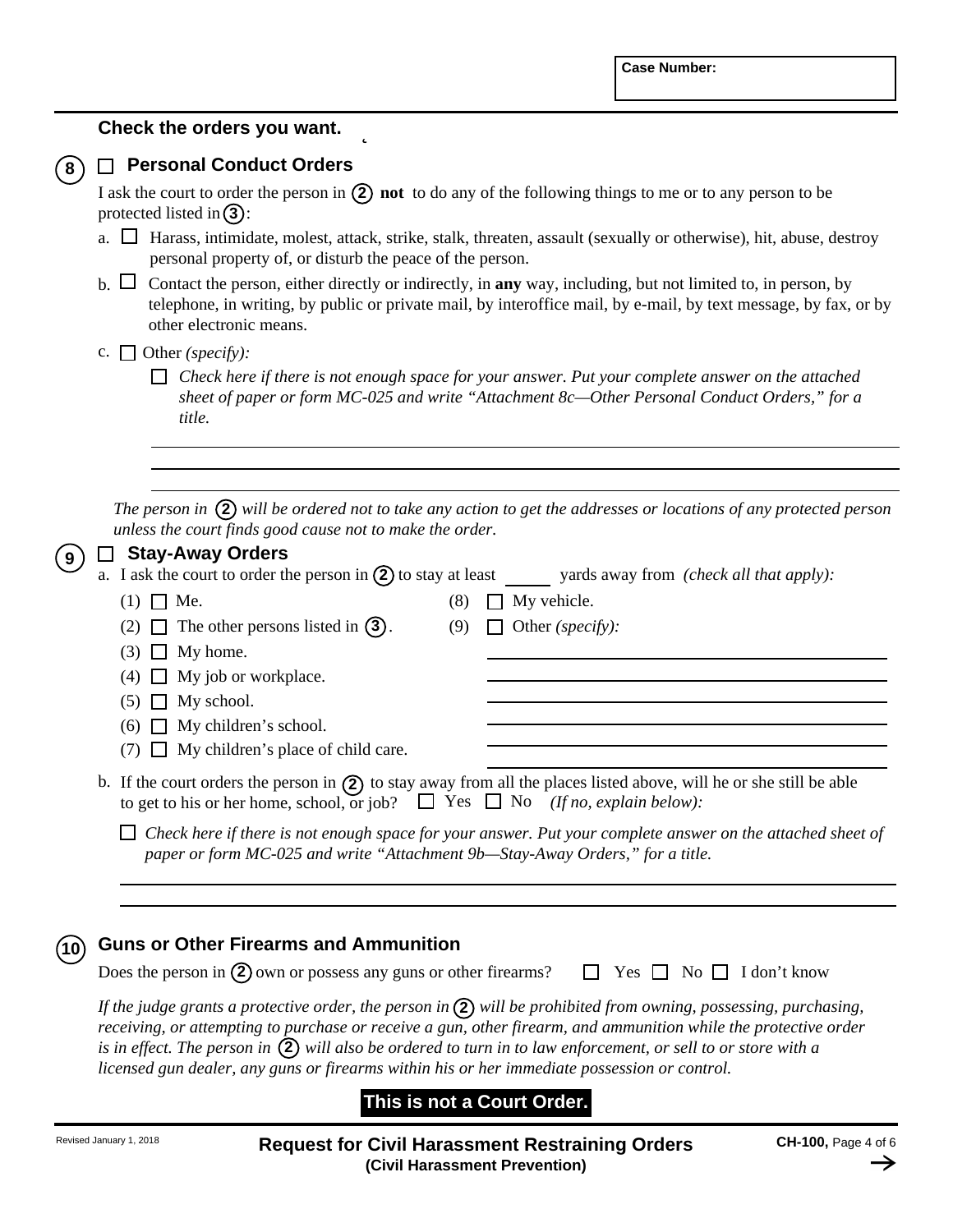Case Number:

**Check the orders you want.**

## 8 ☐ Personal Conduct Orders

I ask the court to order the person in (2) **not** to do any of the following things to me or to any person to be protected listed in (3):

a. ☐ Harass, intimidate, molest, attack, strike, stalk, threaten, assault (sexually or otherwise), hit, abuse, destroy personal property of, or disturb the peace of the person.

b. ☐ Contact the person, either directly or indirectly, in **any** way, including, but not limited to, in person, by telephone, in writing, by public or private mail, by interoffice mail, by e-mail, by text message, by fax, or by other electronic means.

c. ☐ Other *(specify):*

☐ *Check here if there is not enough space for your answer. Put your complete answer on the attached sheet of paper or form MC-025 and write "Attachment 8c—Other Personal Conduct Orders," for a title.*

_______________________________________________

_______________________________________________

_______________________________________________

*The person in (2) will be ordered not to take any action to get the addresses or locations of any protected person unless the court finds good cause not to make the order.*

## 9 ☐ Stay-Away Orders

a. I ask the court to order the person in (2) to stay at least _____ yards away from *(check all that apply):*

(1) ☐ Me.

(2) ☐ The other persons listed in (3).

(3) ☐ My home.

(4) ☐ My job or workplace.

(5) ☐ My school.

(6) ☐ My children's school.

(7) ☐ My children's place of child care.

(8) ☐ My vehicle.

(9) ☐ Other *(specify):*

_______________________________________________

_______________________________________________

_______________________________________________

_______________________________________________

_______________________________________________

_______________________________________________

b. If the court orders the person in (2) to stay away from all the places listed above, will he or she still be able to get to his or her home, school, or job? ☐ Yes ☐ No *(If no, explain below):*

☐ *Check here if there is not enough space for your answer. Put your complete answer on the attached sheet of paper or form MC-025 and write "Attachment 9b—Stay-Away Orders," for a title.*

_______________________________________________

_______________________________________________

## 10 Guns or Other Firearms and Ammunition

Does the person in (2) own or possess any guns or other firearms? ☐ Yes ☐ No ☐ I don't know

*If the judge grants a protective order, the person in (2) will be prohibited from owning, possessing, purchasing, receiving, or attempting to purchase or receive a gun, other firearm, and ammunition while the protective order is in effect. The person in (2) will also be ordered to turn in to law enforcement, or sell to or store with a licensed gun dealer, any guns or firearms within his or her immediate possession or control.*

**This is not a Court Order.**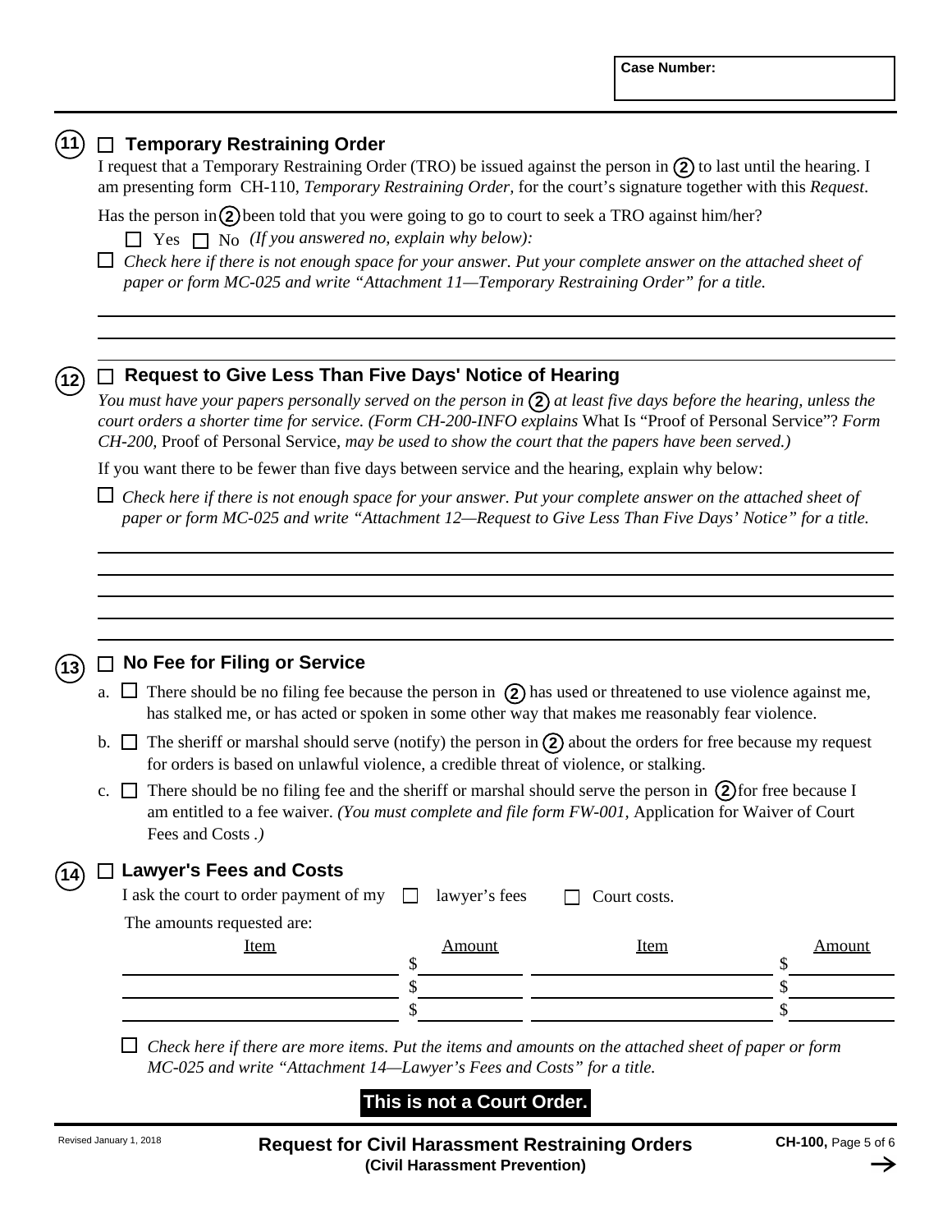Case Number:

## 11 ☐ Temporary Restraining Order

I request that a Temporary Restraining Order (TRO) be issued against the person in (2) to last until the hearing. I am presenting form CH-110, *Temporary Restraining Order,* for the court's signature together with this *Request*.

Has the person in (2) been told that you were going to go to court to seek a TRO against him/her?

☐ Yes ☐ No *(If you answered no, explain why below):*

☐ *Check here if there is not enough space for your answer. Put your complete answer on the attached sheet of paper or form MC-025 and write "Attachment 11—Temporary Restraining Order" for a title.*

______________________________________________

______________________________________________

## 12 ☐ Request to Give Less Than Five Days' Notice of Hearing

*You must have your papers personally served on the person in (2) at least five days before the hearing, unless the court orders a shorter time for service. (Form CH-200-INFO explains* What Is "Proof of Personal Service"? *Form CH-200,* Proof of Personal Service, *may be used to show the court that the papers have been served.)*

If you want there to be fewer than five days between service and the hearing, explain why below:

☐ *Check here if there is not enough space for your answer. Put your complete answer on the attached sheet of paper or form MC-025 and write "Attachment 12—Request to Give Less Than Five Days' Notice" for a title.*

______________________________________________

______________________________________________

______________________________________________

______________________________________________

______________________________________________

## 13 ☐ No Fee for Filing or Service

a. ☐ There should be no filing fee because the person in (2) has used or threatened to use violence against me, has stalked me, or has acted or spoken in some other way that makes me reasonably fear violence.

b. ☐ The sheriff or marshal should serve (notify) the person in (2) about the orders for free because my request for orders is based on unlawful violence, a credible threat of violence, or stalking.

c. ☐ There should be no filing fee and the sheriff or marshal should serve the person in (2) for free because I am entitled to a fee waiver. *(You must complete and file form FW-001,* Application for Waiver of Court Fees and Costs *.)*

## 14 ☐ Lawyer's Fees and Costs

I ask the court to order payment of my ☐ lawyer's fees ☐ Court costs.

The amounts requested are:

| Item | Amount | Item | Amount |
|---|---|---|---|
| | $ | | $ |
| | $ | | $ |
| | $ | | $ |

☐ *Check here if there are more items. Put the items and amounts on the attached sheet of paper or form MC-025 and write "Attachment 14—Lawyer's Fees and Costs" for a title.*

**This is not a Court Order.**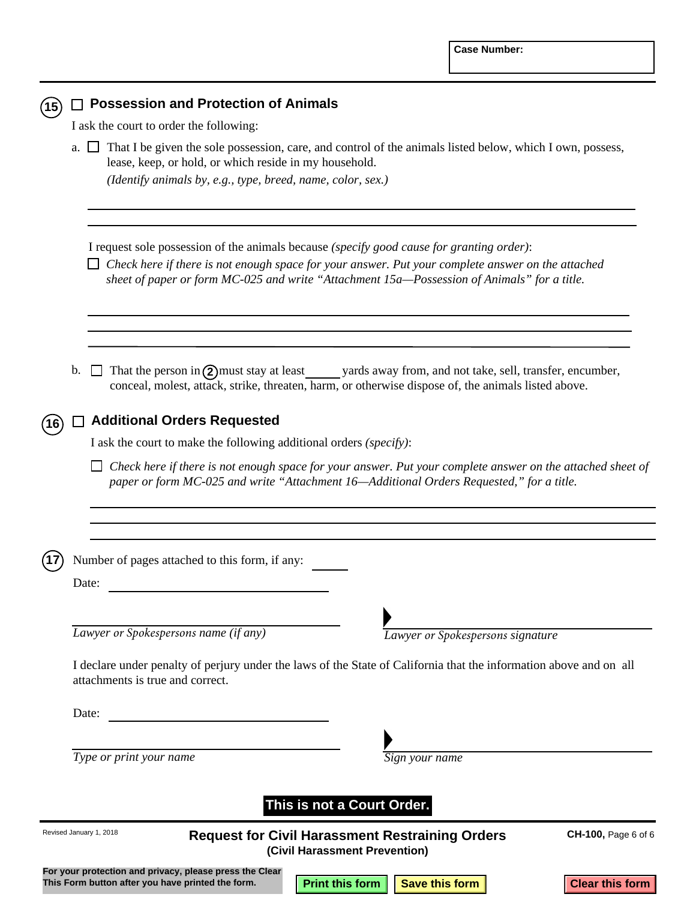Case Number:

## 15 ☐ Possession and Protection of Animals

I ask the court to order the following:

a. ☐ That I be given the sole possession, care, and control of the animals listed below, which I own, possess, lease, keep, or hold, or which reside in my household.
*(Identify animals by, e.g., type, breed, name, color, sex.)*

______________________________________________

______________________________________________

I request sole possession of the animals because *(specify good cause for granting order)*:

☐ *Check here if there is not enough space for your answer. Put your complete answer on the attached sheet of paper or form MC-025 and write "Attachment 15a—Possession of Animals" for a title.*

______________________________________________

______________________________________________

______________________________________________

b. ☐ That the person in ② must stay at least _____ yards away from, and not take, sell, transfer, encumber, conceal, molest, attack, strike, threaten, harm, or otherwise dispose of, the animals listed above.

## 16 ☐ Additional Orders Requested

I ask the court to make the following additional orders *(specify)*:

☐ *Check here if there is not enough space for your answer. Put your complete answer on the attached sheet of paper or form MC-025 and write "Attachment 16—Additional Orders Requested," for a title.*

______________________________________________

______________________________________________

______________________________________________

## 17 Number of pages attached to this form, if any: _____

Date: ______________________

______________________ *Lawyer or Spokespersons name (if any)*

▶ ______________________ *Lawyer or Spokespersons signature*

I declare under penalty of perjury under the laws of the State of California that the information above and on all attachments is true and correct.

Date: ______________________

______________________ *Type or print your name*

▶ ______________________ *Sign your name*

**This is not a Court Order.**

Revised January 1, 2018

**Request for Civil Harassment Restraining Orders**
**(Civil Harassment Prevention)**

**CH-100,** Page 6 of 6

**For your protection and privacy, please press the Clear This Form button after you have printed the form.**

Print this form | Save this form | Clear this form